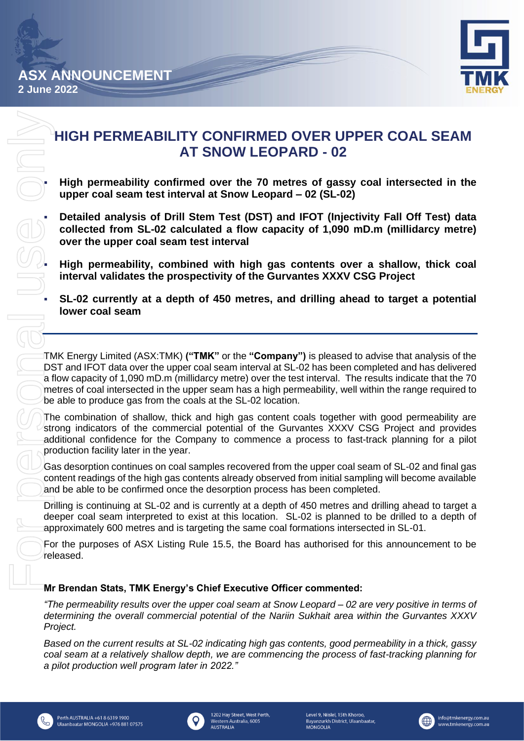ASX ANNOUNCEMENT
2 June 2022

# HIGH PERMEABILITY CONFIRMED OVER UPPER COAL SEAM AT SNOW LEOPARD - 02

- **High permeability confirmed over the 70 metres of gassy coal intersected in the upper coal seam test interval at Snow Leopard – 02 (SL-02)**
- **Detailed analysis of Drill Stem Test (DST) and IFOT (Injectivity Fall Off Test) data collected from SL-02 calculated a flow capacity of 1,090 mD.m (millidarcy metre) over the upper coal seam test interval**
- **High permeability, combined with high gas contents over a shallow, thick coal interval validates the prospectivity of the Gurvantes XXXV CSG Project**
- **SL-02 currently at a depth of 450 metres, and drilling ahead to target a potential lower coal seam**

TMK Energy Limited (ASX:TMK) **("TMK"** or the **"Company")** is pleased to advise that analysis of the DST and IFOT data over the upper coal seam interval at SL-02 has been completed and has delivered a flow capacity of 1,090 mD.m (millidarcy metre) over the test interval. The results indicate that the 70 metres of coal intersected in the upper seam has a high permeability, well within the range required to be able to produce gas from the coals at the SL-02 location.

The combination of shallow, thick and high gas content coals together with good permeability are strong indicators of the commercial potential of the Gurvantes XXXV CSG Project and provides additional confidence for the Company to commence a process to fast-track planning for a pilot production facility later in the year.

Gas desorption continues on coal samples recovered from the upper coal seam of SL-02 and final gas content readings of the high gas contents already observed from initial sampling will become available and be able to be confirmed once the desorption process has been completed.

Drilling is continuing at SL-02 and is currently at a depth of 450 metres and drilling ahead to target a deeper coal seam interpreted to exist at this location. SL-02 is planned to be drilled to a depth of approximately 600 metres and is targeting the same coal formations intersected in SL-01.

For the purposes of ASX Listing Rule 15.5, the Board has authorised for this announcement to be released.

**Mr Brendan Stats, TMK Energy's Chief Executive Officer commented:**

*"The permeability results over the upper coal seam at Snow Leopard – 02 are very positive in terms of determining the overall commercial potential of the Nariin Sukhait area within the Gurvantes XXXV Project.*

*Based on the current results at SL-02 indicating high gas contents, good permeability in a thick, gassy coal seam at a relatively shallow depth, we are commencing the process of fast-tracking planning for a pilot production well program later in 2022."*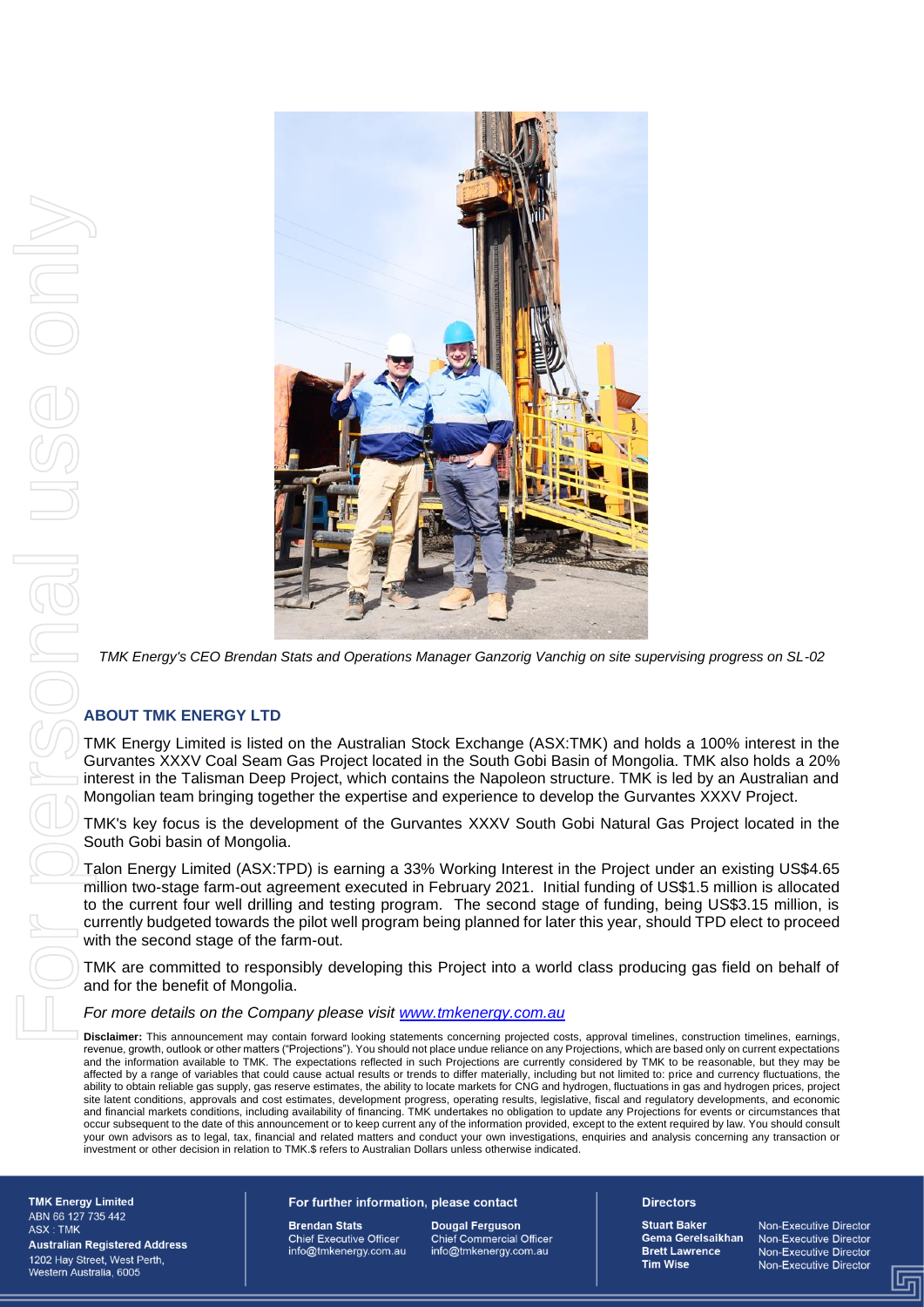*TMK Energy's CEO Brendan Stats and Operations Manager Ganzorig Vanchig on site supervising progress on SL-02*

## ABOUT TMK ENERGY LTD

TMK Energy Limited is listed on the Australian Stock Exchange (ASX:TMK) and holds a 100% interest in the Gurvantes XXXV Coal Seam Gas Project located in the South Gobi Basin of Mongolia. TMK also holds a 20% interest in the Talisman Deep Project, which contains the Napoleon structure. TMK is led by an Australian and Mongolian team bringing together the expertise and experience to develop the Gurvantes XXXV Project.

TMK's key focus is the development of the Gurvantes XXXV South Gobi Natural Gas Project located in the South Gobi basin of Mongolia.

Talon Energy Limited (ASX:TPD) is earning a 33% Working Interest in the Project under an existing US$4.65 million two-stage farm-out agreement executed in February 2021. Initial funding of US$1.5 million is allocated to the current four well drilling and testing program. The second stage of funding, being US$3.15 million, is currently budgeted towards the pilot well program being planned for later this year, should TPD elect to proceed with the second stage of the farm-out.

TMK are committed to responsibly developing this Project into a world class producing gas field on behalf of and for the benefit of Mongolia.

*For more details on the Company please visit www.tmkenergy.com.au*

**Disclaimer:** This announcement may contain forward looking statements concerning projected costs, approval timelines, construction timelines, earnings, revenue, growth, outlook or other matters ("Projections"). You should not place undue reliance on any Projections, which are based only on current expectations and the information available to TMK. The expectations reflected in such Projections are currently considered by TMK to be reasonable, but they may be affected by a range of variables that could cause actual results or trends to differ materially, including but not limited to: price and currency fluctuations, the ability to obtain reliable gas supply, gas reserve estimates, the ability to locate markets for CNG and hydrogen, fluctuations in gas and hydrogen prices, project site latent conditions, approvals and cost estimates, development progress, operating results, legislative, fiscal and regulatory developments, and economic and financial markets conditions, including availability of financing. TMK undertakes no obligation to update any Projections for events or circumstances that occur subsequent to the date of this announcement or to keep current any of the information provided, except to the extent required by law. You should consult your own advisors as to legal, tax, financial and related matters and conduct your own investigations, enquiries and analysis concerning any transaction or investment or other decision in relation to TMK.$ refers to Australian Dollars unless otherwise indicated.

**TMK Energy Limited**
ABN 66 127 735 442
ASX : TMK
**Australian Registered Address**
1202 Hay Street, West Perth, Western Australia, 6005

**For further information, please contact**

**Brendan Stats**
Chief Executive Officer
info@tmkenergy.com.au

**Dougal Ferguson**
Chief Commercial Officer
info@tmkenergy.com.au

**Directors**

| | |
|---|---|
| **Stuart Baker** | Non-Executive Director |
| **Gema Gerelsaikhan** | Non-Executive Director |
| **Brett Lawrence** | Non-Executive Director |
| **Tim Wise** | Non-Executive Director |